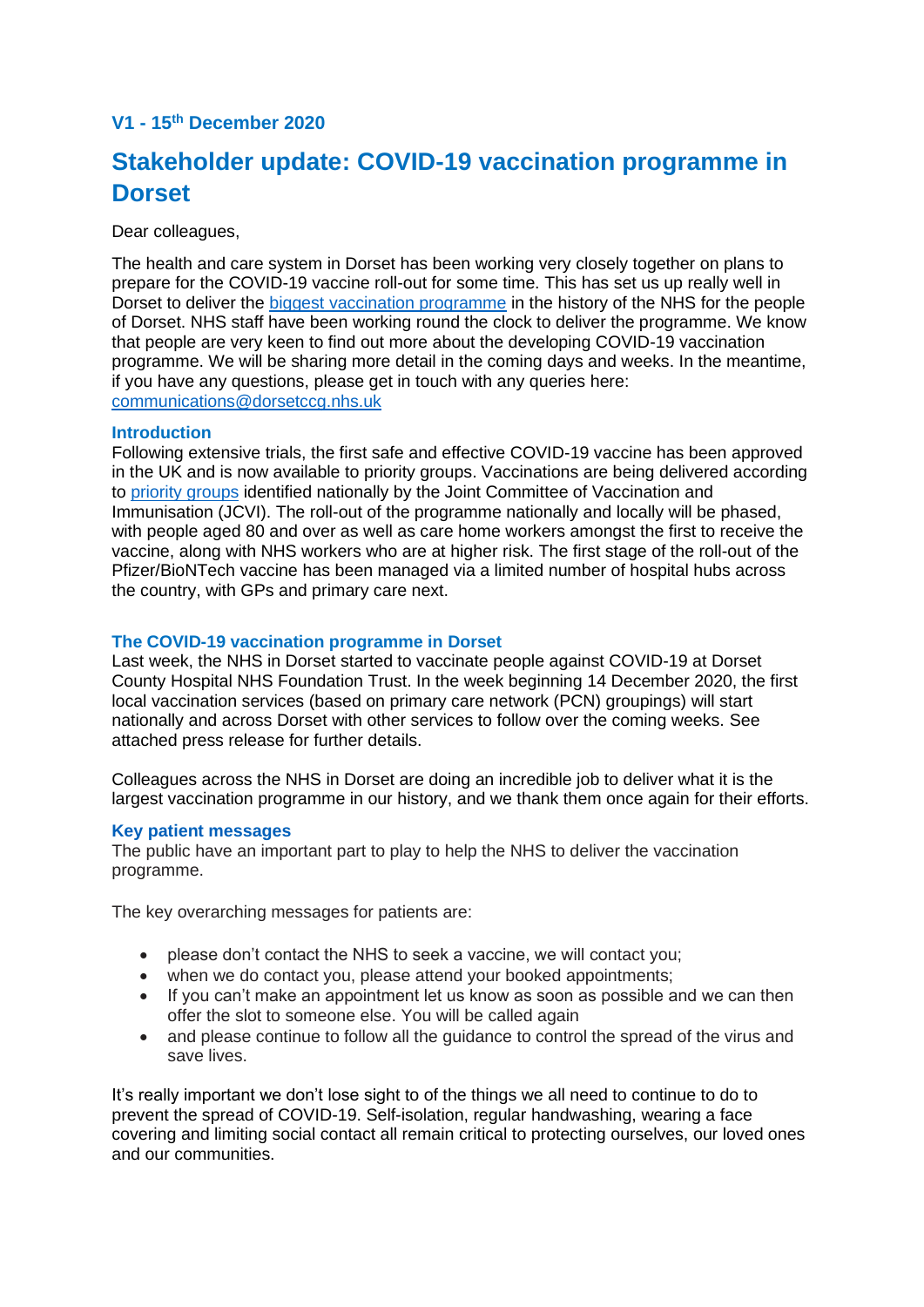### V1 - 15th December 2020

# Stakeholder update: COVID-19 vaccination programme in Dorset

Dear colleagues,

The health and care system in Dorset has been working very closely together on plans to prepare for the COVID-19 vaccine roll-out for some time. This has set us up really well in Dorset to deliver the biggest vaccination programme in the history of the NHS for the people of Dorset. NHS staff have been working round the clock to deliver the programme. We know that people are very keen to find out more about the developing COVID-19 vaccination programme. We will be sharing more detail in the coming days and weeks. In the meantime, if you have any questions, please get in touch with any queries here: communications@dorsetccg.nhs.uk

### Introduction

Following extensive trials, the first safe and effective COVID-19 vaccine has been approved in the UK and is now available to priority groups. Vaccinations are being delivered according to priority groups identified nationally by the Joint Committee of Vaccination and Immunisation (JCVI). The roll-out of the programme nationally and locally will be phased, with people aged 80 and over as well as care home workers amongst the first to receive the vaccine, along with NHS workers who are at higher risk. The first stage of the roll-out of the Pfizer/BioNTech vaccine has been managed via a limited number of hospital hubs across the country, with GPs and primary care next.

### The COVID-19 vaccination programme in Dorset

Last week, the NHS in Dorset started to vaccinate people against COVID-19 at Dorset County Hospital NHS Foundation Trust. In the week beginning 14 December 2020, the first local vaccination services (based on primary care network (PCN) groupings) will start nationally and across Dorset with other services to follow over the coming weeks. See attached press release for further details.

Colleagues across the NHS in Dorset are doing an incredible job to deliver what it is the largest vaccination programme in our history, and we thank them once again for their efforts.

### Key patient messages

The public have an important part to play to help the NHS to deliver the vaccination programme.

The key overarching messages for patients are:

- please don't contact the NHS to seek a vaccine, we will contact you;
- when we do contact you, please attend your booked appointments;
- If you can't make an appointment let us know as soon as possible and we can then offer the slot to someone else. You will be called again
- and please continue to follow all the guidance to control the spread of the virus and save lives.

It's really important we don't lose sight to of the things we all need to continue to do to prevent the spread of COVID-19. Self-isolation, regular handwashing, wearing a face covering and limiting social contact all remain critical to protecting ourselves, our loved ones and our communities.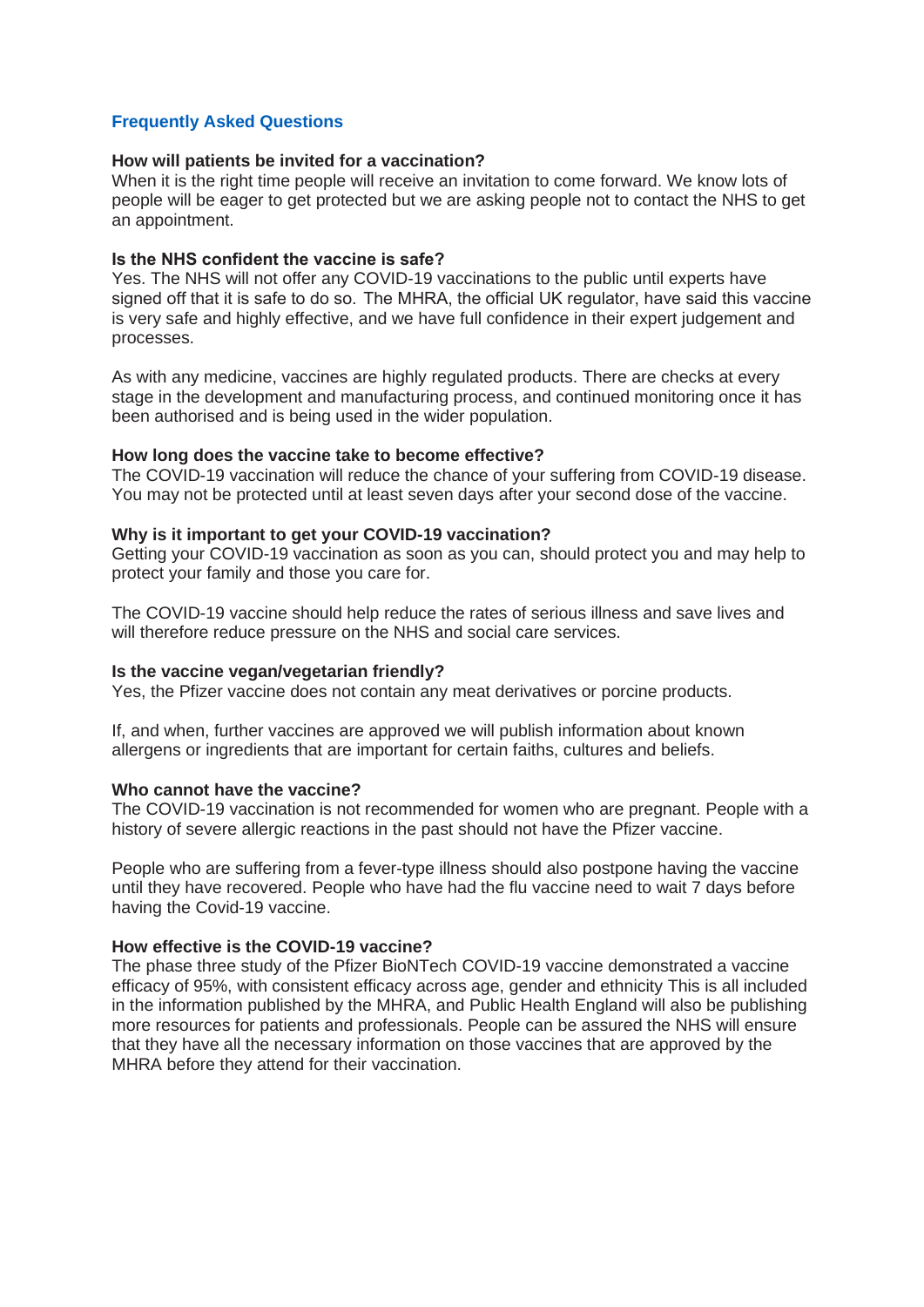## Frequently Asked Questions

**How will patients be invited for a vaccination?**

When it is the right time people will receive an invitation to come forward. We know lots of people will be eager to get protected but we are asking people not to contact the NHS to get an appointment.

**Is the NHS confident the vaccine is safe?**

Yes. The NHS will not offer any COVID-19 vaccinations to the public until experts have signed off that it is safe to do so. The MHRA, the official UK regulator, have said this vaccine is very safe and highly effective, and we have full confidence in their expert judgement and processes.

As with any medicine, vaccines are highly regulated products. There are checks at every stage in the development and manufacturing process, and continued monitoring once it has been authorised and is being used in the wider population.

**How long does the vaccine take to become effective?**

The COVID-19 vaccination will reduce the chance of your suffering from COVID-19 disease. You may not be protected until at least seven days after your second dose of the vaccine.

**Why is it important to get your COVID-19 vaccination?**

Getting your COVID-19 vaccination as soon as you can, should protect you and may help to protect your family and those you care for.

The COVID-19 vaccine should help reduce the rates of serious illness and save lives and will therefore reduce pressure on the NHS and social care services.

**Is the vaccine vegan/vegetarian friendly?**

Yes, the Pfizer vaccine does not contain any meat derivatives or porcine products.

If, and when, further vaccines are approved we will publish information about known allergens or ingredients that are important for certain faiths, cultures and beliefs.

**Who cannot have the vaccine?**

The COVID-19 vaccination is not recommended for women who are pregnant. People with a history of severe allergic reactions in the past should not have the Pfizer vaccine.

People who are suffering from a fever-type illness should also postpone having the vaccine until they have recovered. People who have had the flu vaccine need to wait 7 days before having the Covid-19 vaccine.

**How effective is the COVID-19 vaccine?**

The phase three study of the Pfizer BioNTech COVID-19 vaccine demonstrated a vaccine efficacy of 95%, with consistent efficacy across age, gender and ethnicity This is all included in the information published by the MHRA, and Public Health England will also be publishing more resources for patients and professionals. People can be assured the NHS will ensure that they have all the necessary information on those vaccines that are approved by the MHRA before they attend for their vaccination.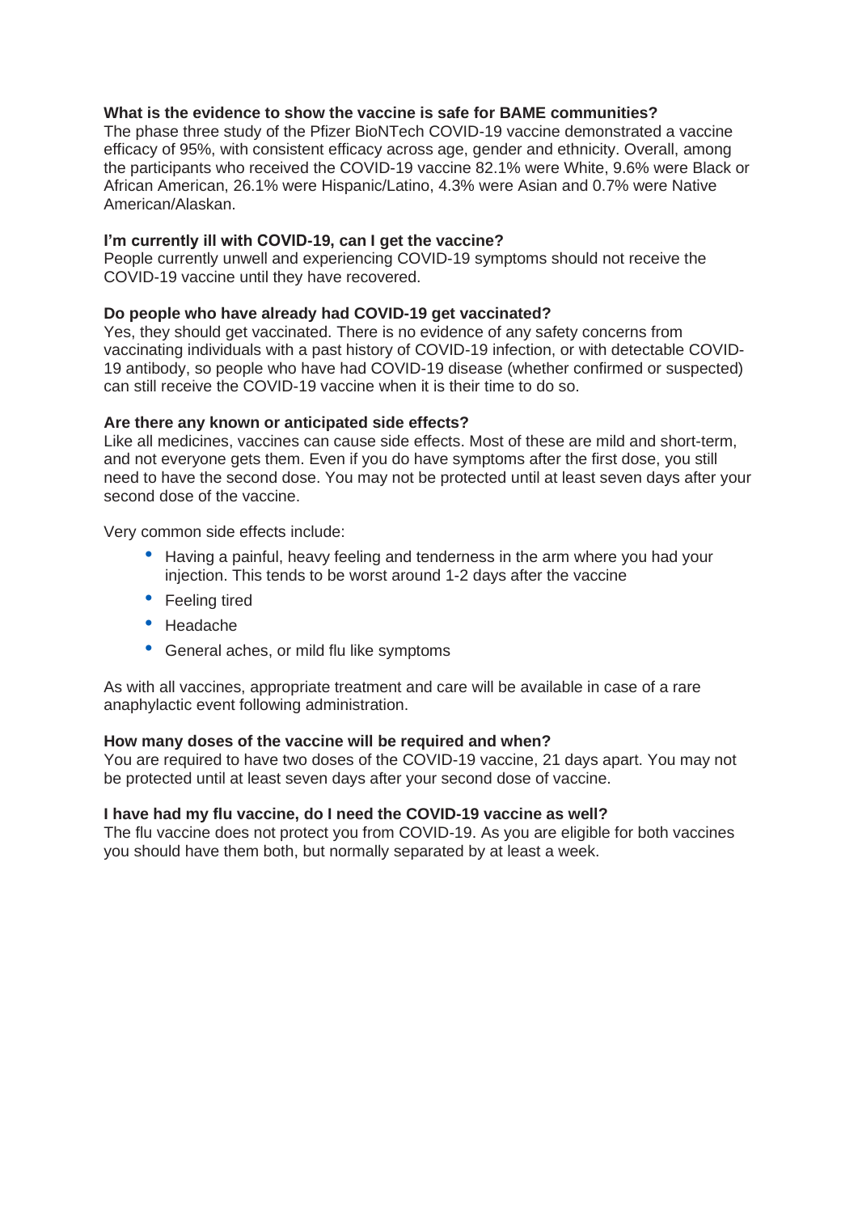**What is the evidence to show the vaccine is safe for BAME communities?**
The phase three study of the Pfizer BioNTech COVID-19 vaccine demonstrated a vaccine efficacy of 95%, with consistent efficacy across age, gender and ethnicity. Overall, among the participants who received the COVID-19 vaccine 82.1% were White, 9.6% were Black or African American, 26.1% were Hispanic/Latino, 4.3% were Asian and 0.7% were Native American/Alaskan.

**I'm currently ill with COVID-19, can I get the vaccine?**
People currently unwell and experiencing COVID-19 symptoms should not receive the COVID-19 vaccine until they have recovered.

**Do people who have already had COVID-19 get vaccinated?**
Yes, they should get vaccinated. There is no evidence of any safety concerns from vaccinating individuals with a past history of COVID-19 infection, or with detectable COVID-19 antibody, so people who have had COVID-19 disease (whether confirmed or suspected) can still receive the COVID-19 vaccine when it is their time to do so.

**Are there any known or anticipated side effects?**
Like all medicines, vaccines can cause side effects. Most of these are mild and short-term, and not everyone gets them. Even if you do have symptoms after the first dose, you still need to have the second dose. You may not be protected until at least seven days after your second dose of the vaccine.

Very common side effects include:

- Having a painful, heavy feeling and tenderness in the arm where you had your injection. This tends to be worst around 1-2 days after the vaccine
- Feeling tired
- Headache
- General aches, or mild flu like symptoms

As with all vaccines, appropriate treatment and care will be available in case of a rare anaphylactic event following administration.

**How many doses of the vaccine will be required and when?**
You are required to have two doses of the COVID-19 vaccine, 21 days apart. You may not be protected until at least seven days after your second dose of vaccine.

**I have had my flu vaccine, do I need the COVID-19 vaccine as well?**
The flu vaccine does not protect you from COVID-19. As you are eligible for both vaccines you should have them both, but normally separated by at least a week.